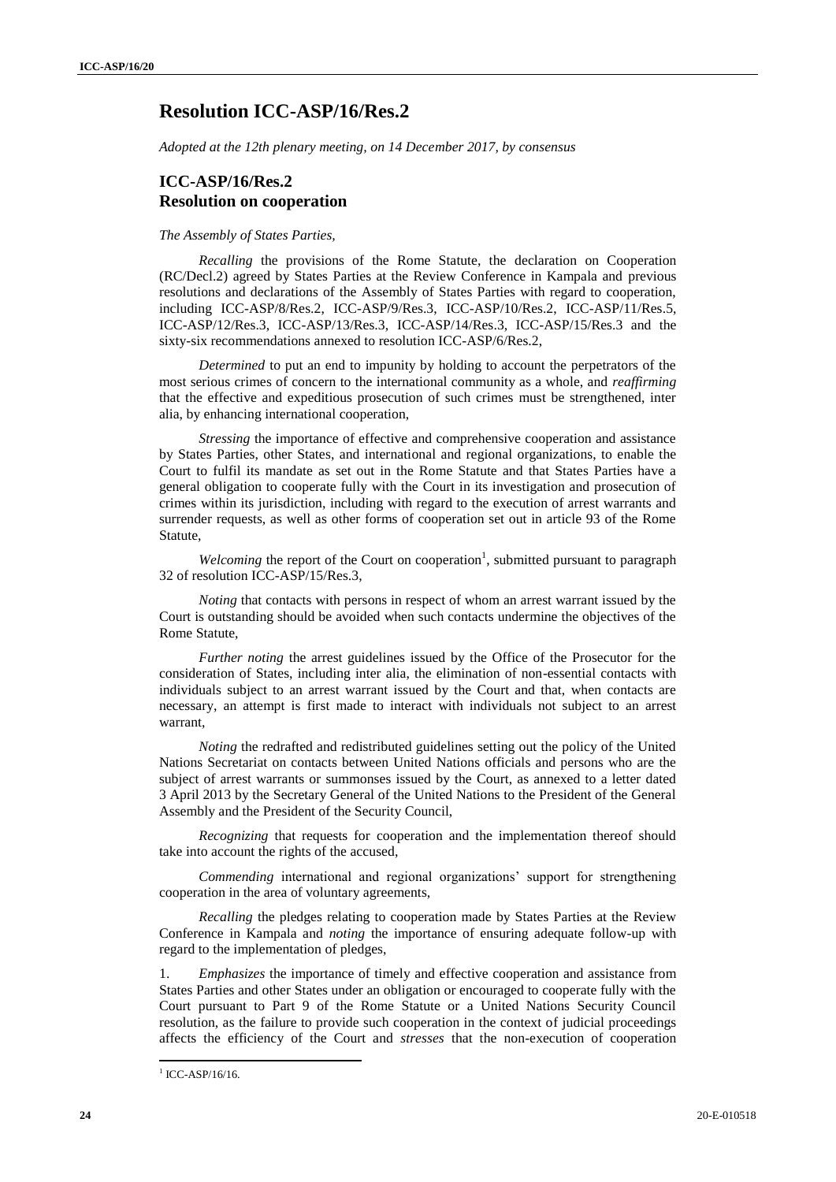# Resolution ICC-ASP/16/Res.2

*Adopted at the 12th plenary meeting, on 14 December 2017, by consensus*

## ICC-ASP/16/Res.2
## Resolution on cooperation

*The Assembly of States Parties,*

*Recalling* the provisions of the Rome Statute, the declaration on Cooperation (RC/Decl.2) agreed by States Parties at the Review Conference in Kampala and previous resolutions and declarations of the Assembly of States Parties with regard to cooperation, including ICC-ASP/8/Res.2, ICC-ASP/9/Res.3, ICC-ASP/10/Res.2, ICC-ASP/11/Res.5, ICC-ASP/12/Res.3, ICC-ASP/13/Res.3, ICC-ASP/14/Res.3, ICC-ASP/15/Res.3 and the sixty-six recommendations annexed to resolution ICC-ASP/6/Res.2,

*Determined* to put an end to impunity by holding to account the perpetrators of the most serious crimes of concern to the international community as a whole, and *reaffirming* that the effective and expeditious prosecution of such crimes must be strengthened, inter alia, by enhancing international cooperation,

*Stressing* the importance of effective and comprehensive cooperation and assistance by States Parties, other States, and international and regional organizations, to enable the Court to fulfil its mandate as set out in the Rome Statute and that States Parties have a general obligation to cooperate fully with the Court in its investigation and prosecution of crimes within its jurisdiction, including with regard to the execution of arrest warrants and surrender requests, as well as other forms of cooperation set out in article 93 of the Rome Statute,

*Welcoming* the report of the Court on cooperation[1], submitted pursuant to paragraph 32 of resolution ICC-ASP/15/Res.3,

*Noting* that contacts with persons in respect of whom an arrest warrant issued by the Court is outstanding should be avoided when such contacts undermine the objectives of the Rome Statute,

*Further noting* the arrest guidelines issued by the Office of the Prosecutor for the consideration of States, including inter alia, the elimination of non-essential contacts with individuals subject to an arrest warrant issued by the Court and that, when contacts are necessary, an attempt is first made to interact with individuals not subject to an arrest warrant,

*Noting* the redrafted and redistributed guidelines setting out the policy of the United Nations Secretariat on contacts between United Nations officials and persons who are the subject of arrest warrants or summonses issued by the Court, as annexed to a letter dated 3 April 2013 by the Secretary General of the United Nations to the President of the General Assembly and the President of the Security Council,

*Recognizing* that requests for cooperation and the implementation thereof should take into account the rights of the accused,

*Commending* international and regional organizations' support for strengthening cooperation in the area of voluntary agreements,

*Recalling* the pledges relating to cooperation made by States Parties at the Review Conference in Kampala and *noting* the importance of ensuring adequate follow-up with regard to the implementation of pledges,

1. *Emphasizes* the importance of timely and effective cooperation and assistance from States Parties and other States under an obligation or encouraged to cooperate fully with the Court pursuant to Part 9 of the Rome Statute or a United Nations Security Council resolution, as the failure to provide such cooperation in the context of judicial proceedings affects the efficiency of the Court and *stresses* that the non-execution of cooperation

---

[1] ICC-ASP/16/16.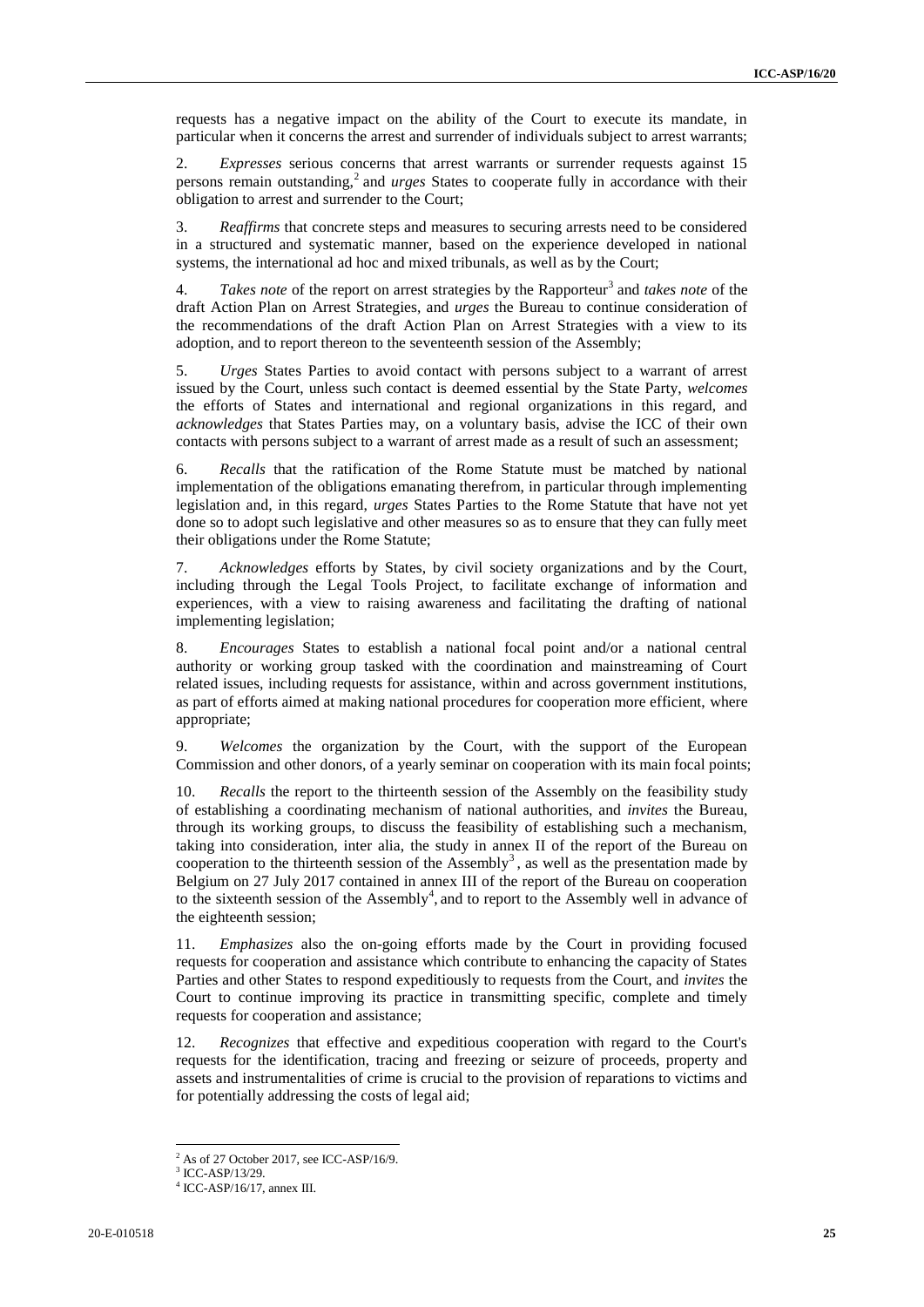requests has a negative impact on the ability of the Court to execute its mandate, in particular when it concerns the arrest and surrender of individuals subject to arrest warrants;

2. *Expresses* serious concerns that arrest warrants or surrender requests against 15 persons remain outstanding,[2] and *urges* States to cooperate fully in accordance with their obligation to arrest and surrender to the Court;

3. *Reaffirms* that concrete steps and measures to securing arrests need to be considered in a structured and systematic manner, based on the experience developed in national systems, the international ad hoc and mixed tribunals, as well as by the Court;

4. *Takes note* of the report on arrest strategies by the Rapporteur[3] and *takes note* of the draft Action Plan on Arrest Strategies, and *urges* the Bureau to continue consideration of the recommendations of the draft Action Plan on Arrest Strategies with a view to its adoption, and to report thereon to the seventeenth session of the Assembly;

5. *Urges* States Parties to avoid contact with persons subject to a warrant of arrest issued by the Court, unless such contact is deemed essential by the State Party, *welcomes* the efforts of States and international and regional organizations in this regard, and *acknowledges* that States Parties may, on a voluntary basis, advise the ICC of their own contacts with persons subject to a warrant of arrest made as a result of such an assessment;

6. *Recalls* that the ratification of the Rome Statute must be matched by national implementation of the obligations emanating therefrom, in particular through implementing legislation and, in this regard, *urges* States Parties to the Rome Statute that have not yet done so to adopt such legislative and other measures so as to ensure that they can fully meet their obligations under the Rome Statute;

7. *Acknowledges* efforts by States, by civil society organizations and by the Court, including through the Legal Tools Project, to facilitate exchange of information and experiences, with a view to raising awareness and facilitating the drafting of national implementing legislation;

8. *Encourages* States to establish a national focal point and/or a national central authority or working group tasked with the coordination and mainstreaming of Court related issues, including requests for assistance, within and across government institutions, as part of efforts aimed at making national procedures for cooperation more efficient, where appropriate;

9. *Welcomes* the organization by the Court, with the support of the European Commission and other donors, of a yearly seminar on cooperation with its main focal points;

10. *Recalls* the report to the thirteenth session of the Assembly on the feasibility study of establishing a coordinating mechanism of national authorities, and *invites* the Bureau, through its working groups, to discuss the feasibility of establishing such a mechanism, taking into consideration, inter alia, the study in annex II of the report of the Bureau on cooperation to the thirteenth session of the Assembly[3], as well as the presentation made by Belgium on 27 July 2017 contained in annex III of the report of the Bureau on cooperation to the sixteenth session of the Assembly[4], and to report to the Assembly well in advance of the eighteenth session;

11. *Emphasizes* also the on-going efforts made by the Court in providing focused requests for cooperation and assistance which contribute to enhancing the capacity of States Parties and other States to respond expeditiously to requests from the Court, and *invites* the Court to continue improving its practice in transmitting specific, complete and timely requests for cooperation and assistance;

12. *Recognizes* that effective and expeditious cooperation with regard to the Court's requests for the identification, tracing and freezing or seizure of proceeds, property and assets and instrumentalities of crime is crucial to the provision of reparations to victims and for potentially addressing the costs of legal aid;

---

[2] As of 27 October 2017, see ICC-ASP/16/9.

[3] ICC-ASP/13/29.

[4] ICC-ASP/16/17, annex III.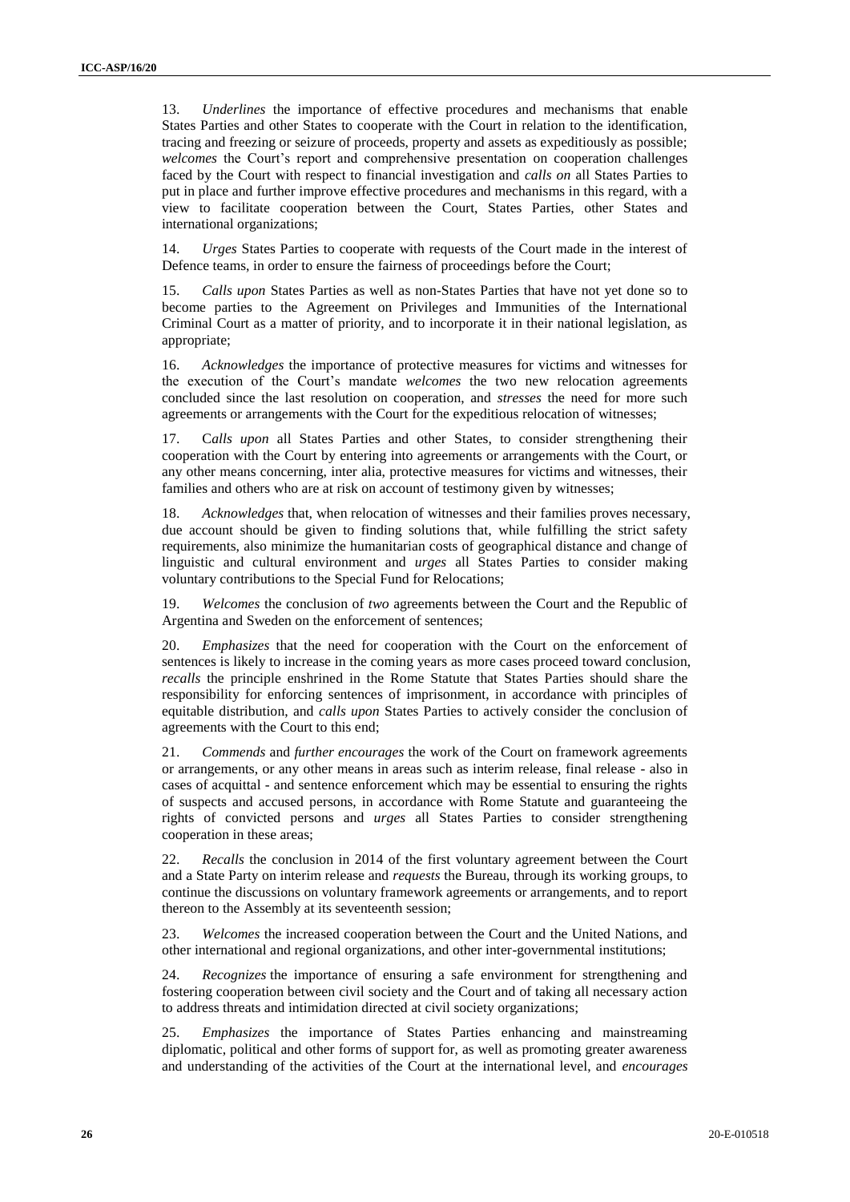13. *Underlines* the importance of effective procedures and mechanisms that enable States Parties and other States to cooperate with the Court in relation to the identification, tracing and freezing or seizure of proceeds, property and assets as expeditiously as possible; *welcomes* the Court's report and comprehensive presentation on cooperation challenges faced by the Court with respect to financial investigation and *calls on* all States Parties to put in place and further improve effective procedures and mechanisms in this regard, with a view to facilitate cooperation between the Court, States Parties, other States and international organizations;

14. *Urges* States Parties to cooperate with requests of the Court made in the interest of Defence teams, in order to ensure the fairness of proceedings before the Court;

15. *Calls upon* States Parties as well as non-States Parties that have not yet done so to become parties to the Agreement on Privileges and Immunities of the International Criminal Court as a matter of priority, and to incorporate it in their national legislation, as appropriate;

16. *Acknowledges* the importance of protective measures for victims and witnesses for the execution of the Court's mandate *welcomes* the two new relocation agreements concluded since the last resolution on cooperation, and *stresses* the need for more such agreements or arrangements with the Court for the expeditious relocation of witnesses;

17. C*alls upon* all States Parties and other States, to consider strengthening their cooperation with the Court by entering into agreements or arrangements with the Court, or any other means concerning, inter alia, protective measures for victims and witnesses, their families and others who are at risk on account of testimony given by witnesses;

18. *Acknowledges* that, when relocation of witnesses and their families proves necessary, due account should be given to finding solutions that, while fulfilling the strict safety requirements, also minimize the humanitarian costs of geographical distance and change of linguistic and cultural environment and *urges* all States Parties to consider making voluntary contributions to the Special Fund for Relocations;

19. *Welcomes* the conclusion of *two* agreements between the Court and the Republic of Argentina and Sweden on the enforcement of sentences;

20. *Emphasizes* that the need for cooperation with the Court on the enforcement of sentences is likely to increase in the coming years as more cases proceed toward conclusion, *recalls* the principle enshrined in the Rome Statute that States Parties should share the responsibility for enforcing sentences of imprisonment, in accordance with principles of equitable distribution, and *calls upon* States Parties to actively consider the conclusion of agreements with the Court to this end;

21. *Commends* and *further encourages* the work of the Court on framework agreements or arrangements, or any other means in areas such as interim release, final release - also in cases of acquittal - and sentence enforcement which may be essential to ensuring the rights of suspects and accused persons, in accordance with Rome Statute and guaranteeing the rights of convicted persons and *urges* all States Parties to consider strengthening cooperation in these areas;

22. *Recalls* the conclusion in 2014 of the first voluntary agreement between the Court and a State Party on interim release and *requests* the Bureau, through its working groups, to continue the discussions on voluntary framework agreements or arrangements, and to report thereon to the Assembly at its seventeenth session;

23. *Welcomes* the increased cooperation between the Court and the United Nations, and other international and regional organizations, and other inter-governmental institutions;

24. *Recognizes* the importance of ensuring a safe environment for strengthening and fostering cooperation between civil society and the Court and of taking all necessary action to address threats and intimidation directed at civil society organizations;

25. *Emphasizes* the importance of States Parties enhancing and mainstreaming diplomatic, political and other forms of support for, as well as promoting greater awareness and understanding of the activities of the Court at the international level, and *encourages*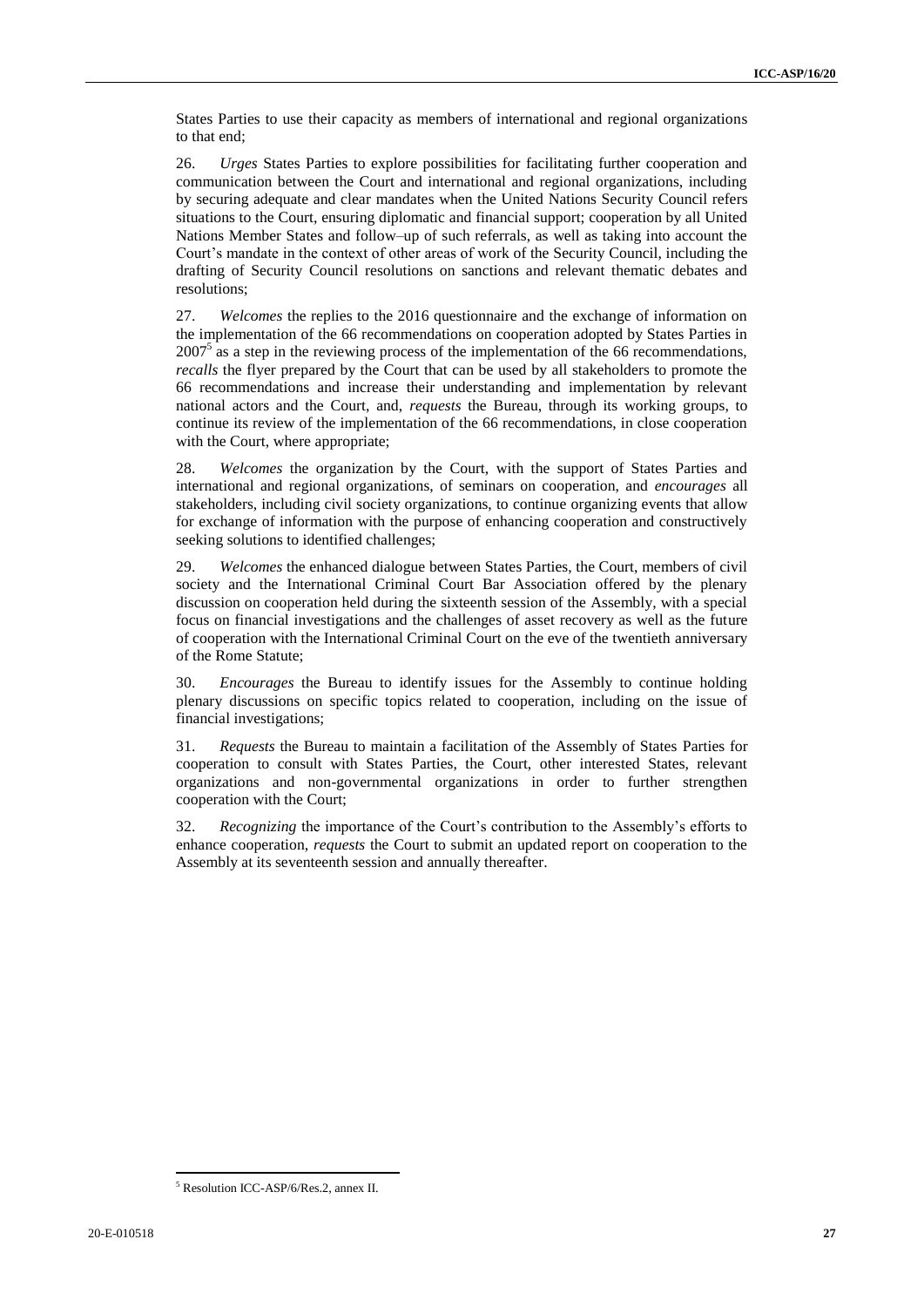States Parties to use their capacity as members of international and regional organizations to that end;

26. *Urges* States Parties to explore possibilities for facilitating further cooperation and communication between the Court and international and regional organizations, including by securing adequate and clear mandates when the United Nations Security Council refers situations to the Court, ensuring diplomatic and financial support; cooperation by all United Nations Member States and follow–up of such referrals, as well as taking into account the Court's mandate in the context of other areas of work of the Security Council, including the drafting of Security Council resolutions on sanctions and relevant thematic debates and resolutions;

27. *Welcomes* the replies to the 2016 questionnaire and the exchange of information on the implementation of the 66 recommendations on cooperation adopted by States Parties in 2007[5] as a step in the reviewing process of the implementation of the 66 recommendations, *recalls* the flyer prepared by the Court that can be used by all stakeholders to promote the 66 recommendations and increase their understanding and implementation by relevant national actors and the Court, and, *requests* the Bureau, through its working groups, to continue its review of the implementation of the 66 recommendations, in close cooperation with the Court, where appropriate;

28. *Welcomes* the organization by the Court, with the support of States Parties and international and regional organizations, of seminars on cooperation, and *encourages* all stakeholders, including civil society organizations, to continue organizing events that allow for exchange of information with the purpose of enhancing cooperation and constructively seeking solutions to identified challenges;

29. *Welcomes* the enhanced dialogue between States Parties, the Court, members of civil society and the International Criminal Court Bar Association offered by the plenary discussion on cooperation held during the sixteenth session of the Assembly, with a special focus on financial investigations and the challenges of asset recovery as well as the future of cooperation with the International Criminal Court on the eve of the twentieth anniversary of the Rome Statute;

30. *Encourages* the Bureau to identify issues for the Assembly to continue holding plenary discussions on specific topics related to cooperation, including on the issue of financial investigations;

31. *Requests* the Bureau to maintain a facilitation of the Assembly of States Parties for cooperation to consult with States Parties, the Court, other interested States, relevant organizations and non-governmental organizations in order to further strengthen cooperation with the Court;

32. *Recognizing* the importance of the Court's contribution to the Assembly's efforts to enhance cooperation, *requests* the Court to submit an updated report on cooperation to the Assembly at its seventeenth session and annually thereafter.

---

[5] Resolution ICC-ASP/6/Res.2, annex II.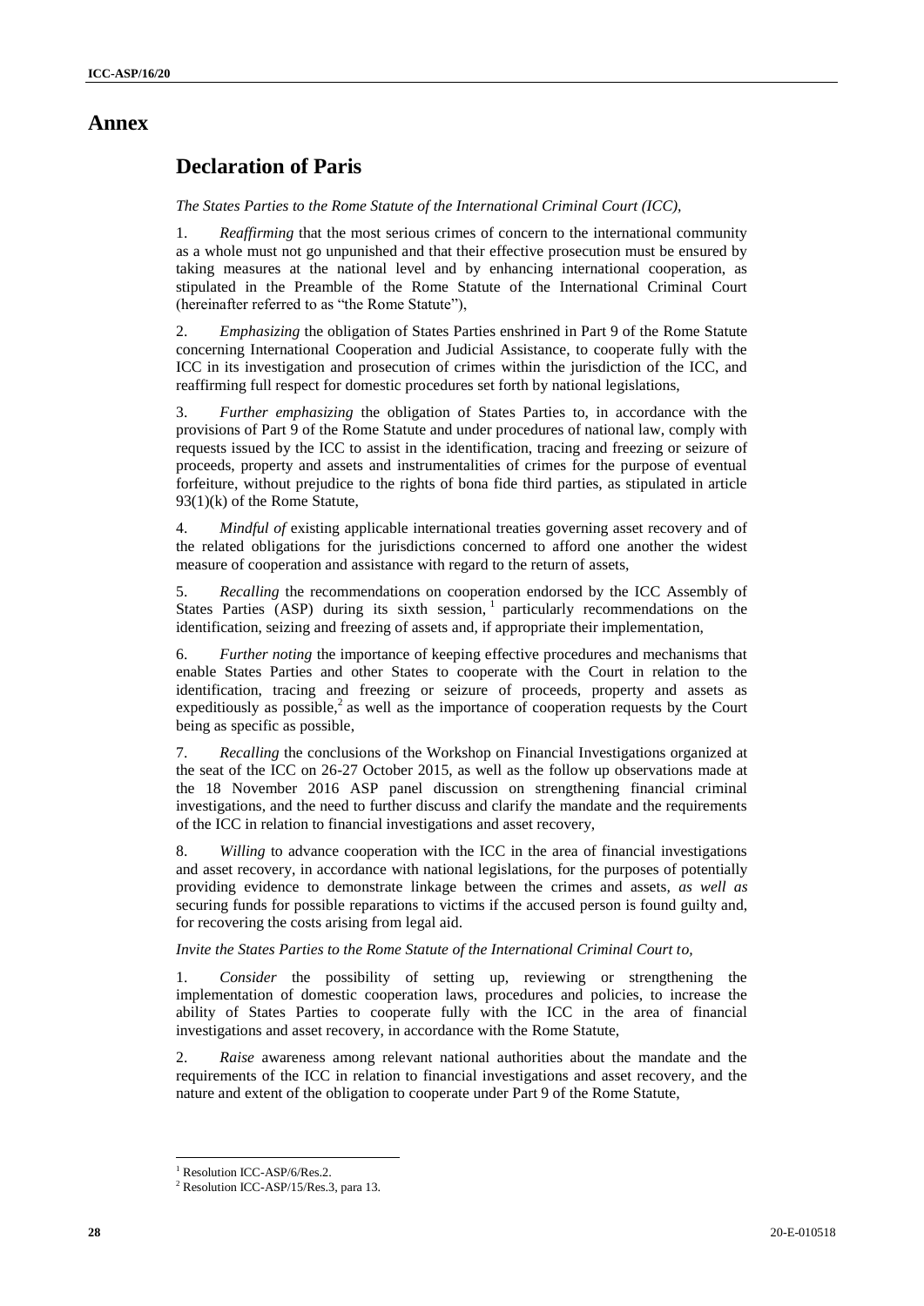# Annex

## Declaration of Paris

*The States Parties to the Rome Statute of the International Criminal Court (ICC),*

1. *Reaffirming* that the most serious crimes of concern to the international community as a whole must not go unpunished and that their effective prosecution must be ensured by taking measures at the national level and by enhancing international cooperation, as stipulated in the Preamble of the Rome Statute of the International Criminal Court (hereinafter referred to as "the Rome Statute"),

2. *Emphasizing* the obligation of States Parties enshrined in Part 9 of the Rome Statute concerning International Cooperation and Judicial Assistance, to cooperate fully with the ICC in its investigation and prosecution of crimes within the jurisdiction of the ICC, and reaffirming full respect for domestic procedures set forth by national legislations,

3. *Further emphasizing* the obligation of States Parties to, in accordance with the provisions of Part 9 of the Rome Statute and under procedures of national law, comply with requests issued by the ICC to assist in the identification, tracing and freezing or seizure of proceeds, property and assets and instrumentalities of crimes for the purpose of eventual forfeiture, without prejudice to the rights of bona fide third parties, as stipulated in article 93(1)(k) of the Rome Statute,

4. *Mindful of* existing applicable international treaties governing asset recovery and of the related obligations for the jurisdictions concerned to afford one another the widest measure of cooperation and assistance with regard to the return of assets,

5. *Recalling* the recommendations on cooperation endorsed by the ICC Assembly of States Parties (ASP) during its sixth session,[1] particularly recommendations on the identification, seizing and freezing of assets and, if appropriate their implementation,

6. *Further noting* the importance of keeping effective procedures and mechanisms that enable States Parties and other States to cooperate with the Court in relation to the identification, tracing and freezing or seizure of proceeds, property and assets as expeditiously as possible,[2] as well as the importance of cooperation requests by the Court being as specific as possible,

7. *Recalling* the conclusions of the Workshop on Financial Investigations organized at the seat of the ICC on 26-27 October 2015, as well as the follow up observations made at the 18 November 2016 ASP panel discussion on strengthening financial criminal investigations, and the need to further discuss and clarify the mandate and the requirements of the ICC in relation to financial investigations and asset recovery,

8. *Willing* to advance cooperation with the ICC in the area of financial investigations and asset recovery, in accordance with national legislations, for the purposes of potentially providing evidence to demonstrate linkage between the crimes and assets, *as well as* securing funds for possible reparations to victims if the accused person is found guilty and, for recovering the costs arising from legal aid.

*Invite the States Parties to the Rome Statute of the International Criminal Court to,*

1. *Consider* the possibility of setting up, reviewing or strengthening the implementation of domestic cooperation laws, procedures and policies, to increase the ability of States Parties to cooperate fully with the ICC in the area of financial investigations and asset recovery, in accordance with the Rome Statute,

2. *Raise* awareness among relevant national authorities about the mandate and the requirements of the ICC in relation to financial investigations and asset recovery, and the nature and extent of the obligation to cooperate under Part 9 of the Rome Statute,

---

[1] Resolution ICC-ASP/6/Res.2.

[2] Resolution ICC-ASP/15/Res.3, para 13.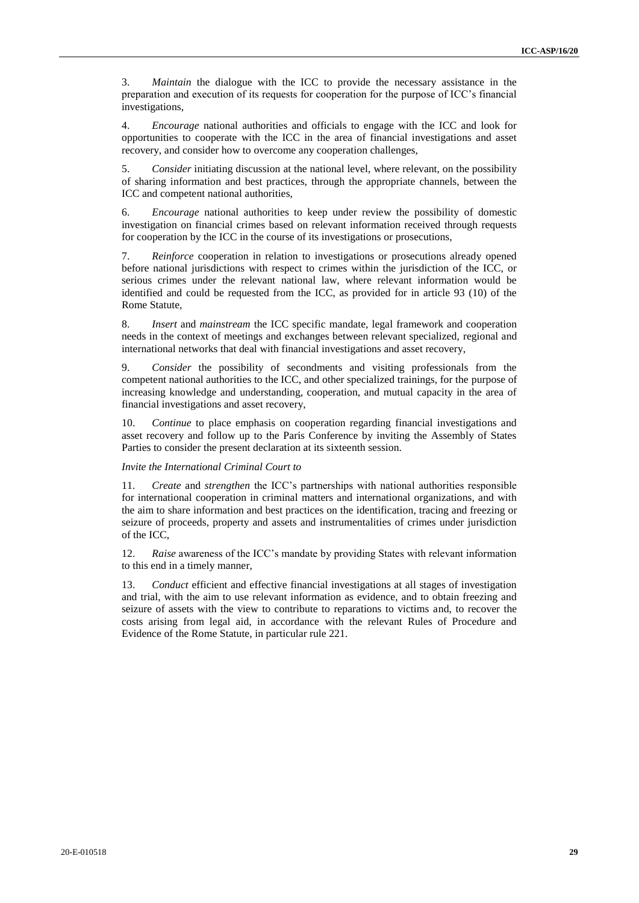3. *Maintain* the dialogue with the ICC to provide the necessary assistance in the preparation and execution of its requests for cooperation for the purpose of ICC's financial investigations,

4. *Encourage* national authorities and officials to engage with the ICC and look for opportunities to cooperate with the ICC in the area of financial investigations and asset recovery, and consider how to overcome any cooperation challenges,

5. *Consider* initiating discussion at the national level, where relevant, on the possibility of sharing information and best practices, through the appropriate channels, between the ICC and competent national authorities,

6. *Encourage* national authorities to keep under review the possibility of domestic investigation on financial crimes based on relevant information received through requests for cooperation by the ICC in the course of its investigations or prosecutions,

7. *Reinforce* cooperation in relation to investigations or prosecutions already opened before national jurisdictions with respect to crimes within the jurisdiction of the ICC, or serious crimes under the relevant national law, where relevant information would be identified and could be requested from the ICC, as provided for in article 93 (10) of the Rome Statute,

8. *Insert* and *mainstream* the ICC specific mandate, legal framework and cooperation needs in the context of meetings and exchanges between relevant specialized, regional and international networks that deal with financial investigations and asset recovery,

9. *Consider* the possibility of secondments and visiting professionals from the competent national authorities to the ICC, and other specialized trainings, for the purpose of increasing knowledge and understanding, cooperation, and mutual capacity in the area of financial investigations and asset recovery,

10. *Continue* to place emphasis on cooperation regarding financial investigations and asset recovery and follow up to the Paris Conference by inviting the Assembly of States Parties to consider the present declaration at its sixteenth session.

*Invite the International Criminal Court to*

11. *Create* and *strengthen* the ICC's partnerships with national authorities responsible for international cooperation in criminal matters and international organizations, and with the aim to share information and best practices on the identification, tracing and freezing or seizure of proceeds, property and assets and instrumentalities of crimes under jurisdiction of the ICC,

12. *Raise* awareness of the ICC's mandate by providing States with relevant information to this end in a timely manner,

13. *Conduct* efficient and effective financial investigations at all stages of investigation and trial, with the aim to use relevant information as evidence, and to obtain freezing and seizure of assets with the view to contribute to reparations to victims and, to recover the costs arising from legal aid, in accordance with the relevant Rules of Procedure and Evidence of the Rome Statute, in particular rule 221.